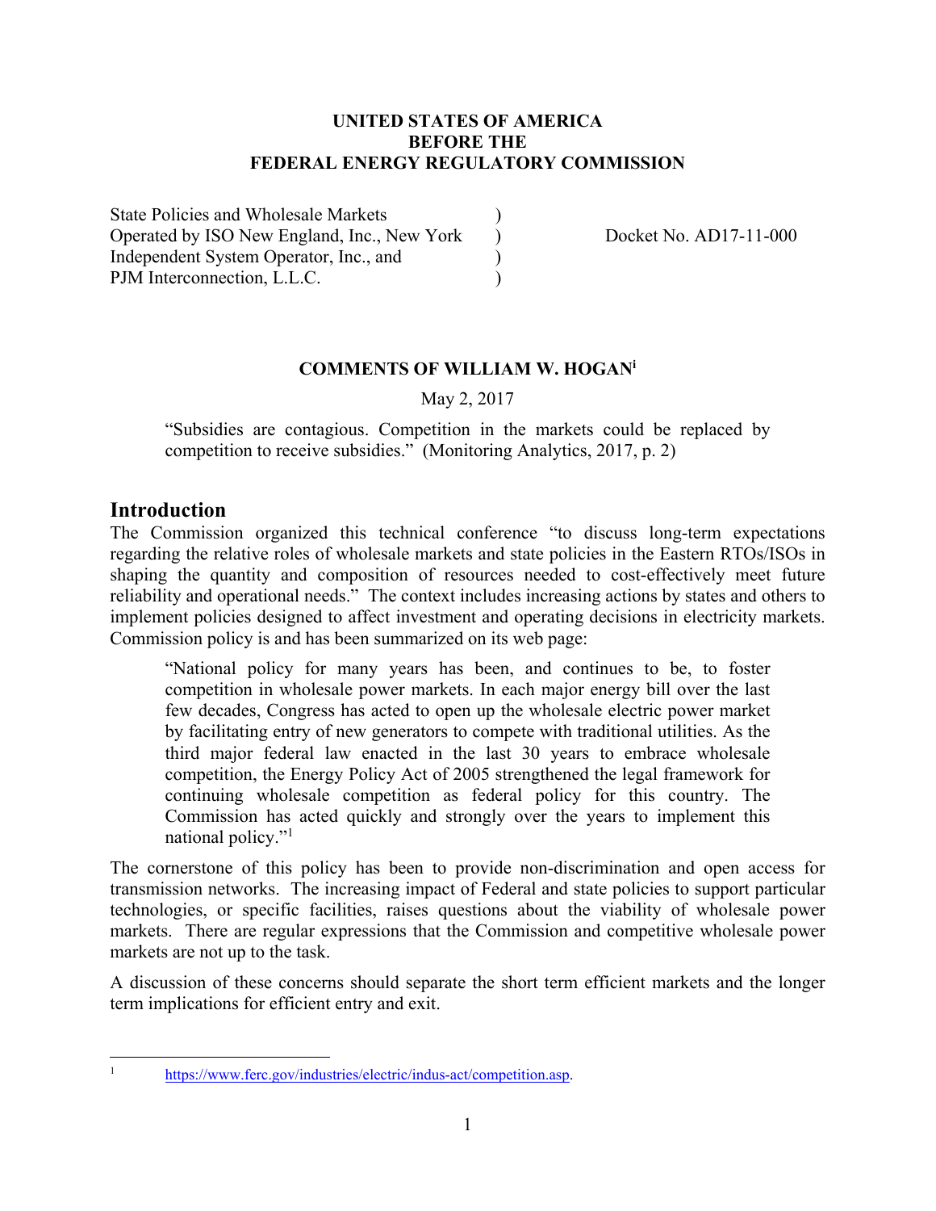**UNITED STATES OF AMERICA**
**BEFORE THE**
**FEDERAL ENERGY REGULATORY COMMISSION**

State Policies and Wholesale Markets )
Operated by ISO New England, Inc., New York ) Docket No. AD17-11-000
Independent System Operator, Inc., and )
PJM Interconnection, L.L.C. )

**COMMENTS OF WILLIAM W. HOGAN**[i]

May 2, 2017

> "Subsidies are contagious. Competition in the markets could be replaced by competition to receive subsidies." (Monitoring Analytics, 2017, p. 2)

## Introduction

The Commission organized this technical conference "to discuss long-term expectations regarding the relative roles of wholesale markets and state policies in the Eastern RTOs/ISOs in shaping the quantity and composition of resources needed to cost-effectively meet future reliability and operational needs." The context includes increasing actions by states and others to implement policies designed to affect investment and operating decisions in electricity markets. Commission policy is and has been summarized on its web page:

> "National policy for many years has been, and continues to be, to foster competition in wholesale power markets. In each major energy bill over the last few decades, Congress has acted to open up the wholesale electric power market by facilitating entry of new generators to compete with traditional utilities. As the third major federal law enacted in the last 30 years to embrace wholesale competition, the Energy Policy Act of 2005 strengthened the legal framework for continuing wholesale competition as federal policy for this country. The Commission has acted quickly and strongly over the years to implement this national policy."[1]

The cornerstone of this policy has been to provide non-discrimination and open access for transmission networks. The increasing impact of Federal and state policies to support particular technologies, or specific facilities, raises questions about the viability of wholesale power markets. There are regular expressions that the Commission and competitive wholesale power markets are not up to the task.

A discussion of these concerns should separate the short term efficient markets and the longer term implications for efficient entry and exit.

[1] https://www.ferc.gov/industries/electric/indus-act/competition.asp.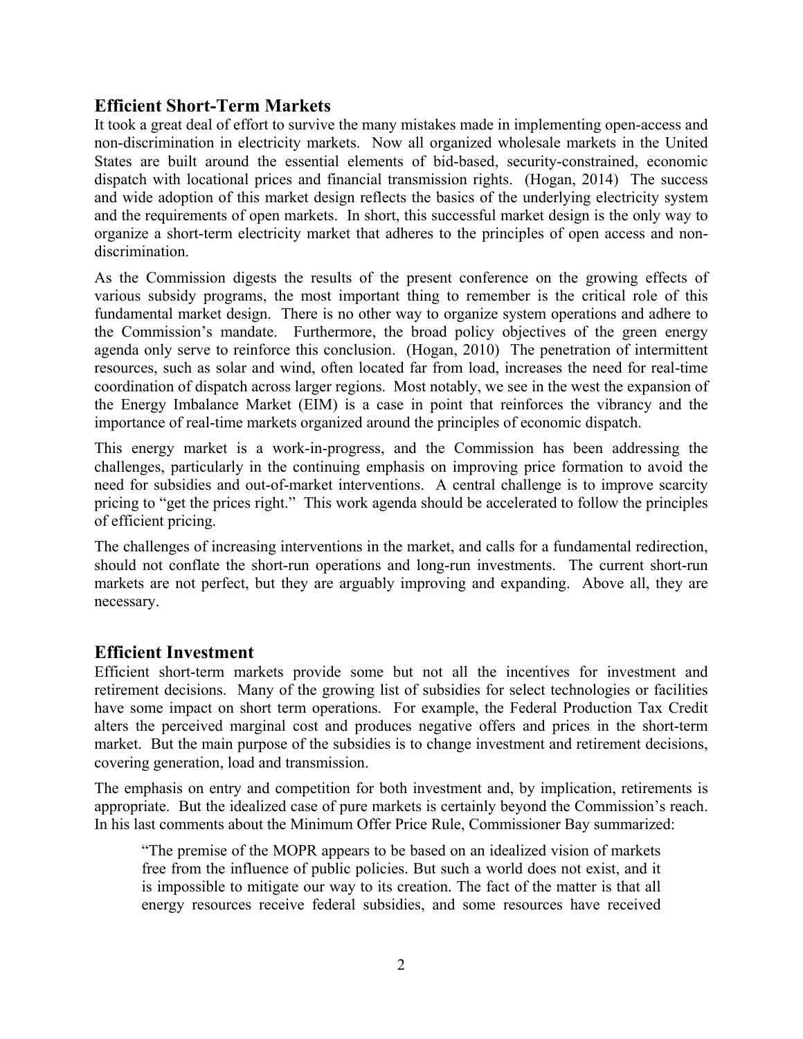## Efficient Short-Term Markets

It took a great deal of effort to survive the many mistakes made in implementing open-access and non-discrimination in electricity markets. Now all organized wholesale markets in the United States are built around the essential elements of bid-based, security-constrained, economic dispatch with locational prices and financial transmission rights. (Hogan, 2014) The success and wide adoption of this market design reflects the basics of the underlying electricity system and the requirements of open markets. In short, this successful market design is the only way to organize a short-term electricity market that adheres to the principles of open access and non-discrimination.

As the Commission digests the results of the present conference on the growing effects of various subsidy programs, the most important thing to remember is the critical role of this fundamental market design. There is no other way to organize system operations and adhere to the Commission's mandate. Furthermore, the broad policy objectives of the green energy agenda only serve to reinforce this conclusion. (Hogan, 2010) The penetration of intermittent resources, such as solar and wind, often located far from load, increases the need for real-time coordination of dispatch across larger regions. Most notably, we see in the west the expansion of the Energy Imbalance Market (EIM) is a case in point that reinforces the vibrancy and the importance of real-time markets organized around the principles of economic dispatch.

This energy market is a work-in-progress, and the Commission has been addressing the challenges, particularly in the continuing emphasis on improving price formation to avoid the need for subsidies and out-of-market interventions. A central challenge is to improve scarcity pricing to "get the prices right." This work agenda should be accelerated to follow the principles of efficient pricing.

The challenges of increasing interventions in the market, and calls for a fundamental redirection, should not conflate the short-run operations and long-run investments. The current short-run markets are not perfect, but they are arguably improving and expanding. Above all, they are necessary.

## Efficient Investment

Efficient short-term markets provide some but not all the incentives for investment and retirement decisions. Many of the growing list of subsidies for select technologies or facilities have some impact on short term operations. For example, the Federal Production Tax Credit alters the perceived marginal cost and produces negative offers and prices in the short-term market. But the main purpose of the subsidies is to change investment and retirement decisions, covering generation, load and transmission.

The emphasis on entry and competition for both investment and, by implication, retirements is appropriate. But the idealized case of pure markets is certainly beyond the Commission's reach. In his last comments about the Minimum Offer Price Rule, Commissioner Bay summarized:

> "The premise of the MOPR appears to be based on an idealized vision of markets free from the influence of public policies. But such a world does not exist, and it is impossible to mitigate our way to its creation. The fact of the matter is that all energy resources receive federal subsidies, and some resources have received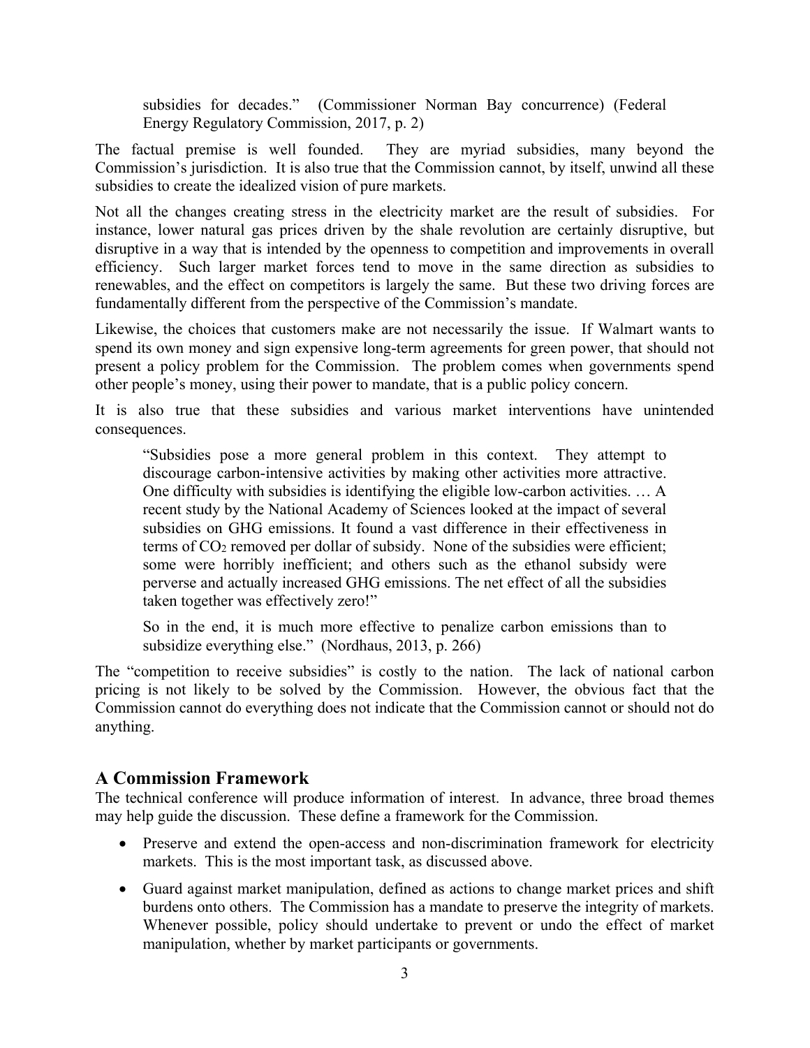subsidies for decades." (Commissioner Norman Bay concurrence) (Federal Energy Regulatory Commission, 2017, p. 2)

The factual premise is well founded. They are myriad subsidies, many beyond the Commission's jurisdiction. It is also true that the Commission cannot, by itself, unwind all these subsidies to create the idealized vision of pure markets.

Not all the changes creating stress in the electricity market are the result of subsidies. For instance, lower natural gas prices driven by the shale revolution are certainly disruptive, but disruptive in a way that is intended by the openness to competition and improvements in overall efficiency. Such larger market forces tend to move in the same direction as subsidies to renewables, and the effect on competitors is largely the same. But these two driving forces are fundamentally different from the perspective of the Commission's mandate.

Likewise, the choices that customers make are not necessarily the issue. If Walmart wants to spend its own money and sign expensive long-term agreements for green power, that should not present a policy problem for the Commission. The problem comes when governments spend other people's money, using their power to mandate, that is a public policy concern.

It is also true that these subsidies and various market interventions have unintended consequences.

> "Subsidies pose a more general problem in this context. They attempt to discourage carbon-intensive activities by making other activities more attractive. One difficulty with subsidies is identifying the eligible low-carbon activities. … A recent study by the National Academy of Sciences looked at the impact of several subsidies on GHG emissions. It found a vast difference in their effectiveness in terms of $CO_2$ removed per dollar of subsidy. None of the subsidies were efficient; some were horribly inefficient; and others such as the ethanol subsidy were perverse and actually increased GHG emissions. The net effect of all the subsidies taken together was effectively zero!"
>
> So in the end, it is much more effective to penalize carbon emissions than to subsidize everything else." (Nordhaus, 2013, p. 266)

The "competition to receive subsidies" is costly to the nation. The lack of national carbon pricing is not likely to be solved by the Commission. However, the obvious fact that the Commission cannot do everything does not indicate that the Commission cannot or should not do anything.

## A Commission Framework

The technical conference will produce information of interest. In advance, three broad themes may help guide the discussion. These define a framework for the Commission.

- Preserve and extend the open-access and non-discrimination framework for electricity markets. This is the most important task, as discussed above.
- Guard against market manipulation, defined as actions to change market prices and shift burdens onto others. The Commission has a mandate to preserve the integrity of markets. Whenever possible, policy should undertake to prevent or undo the effect of market manipulation, whether by market participants or governments.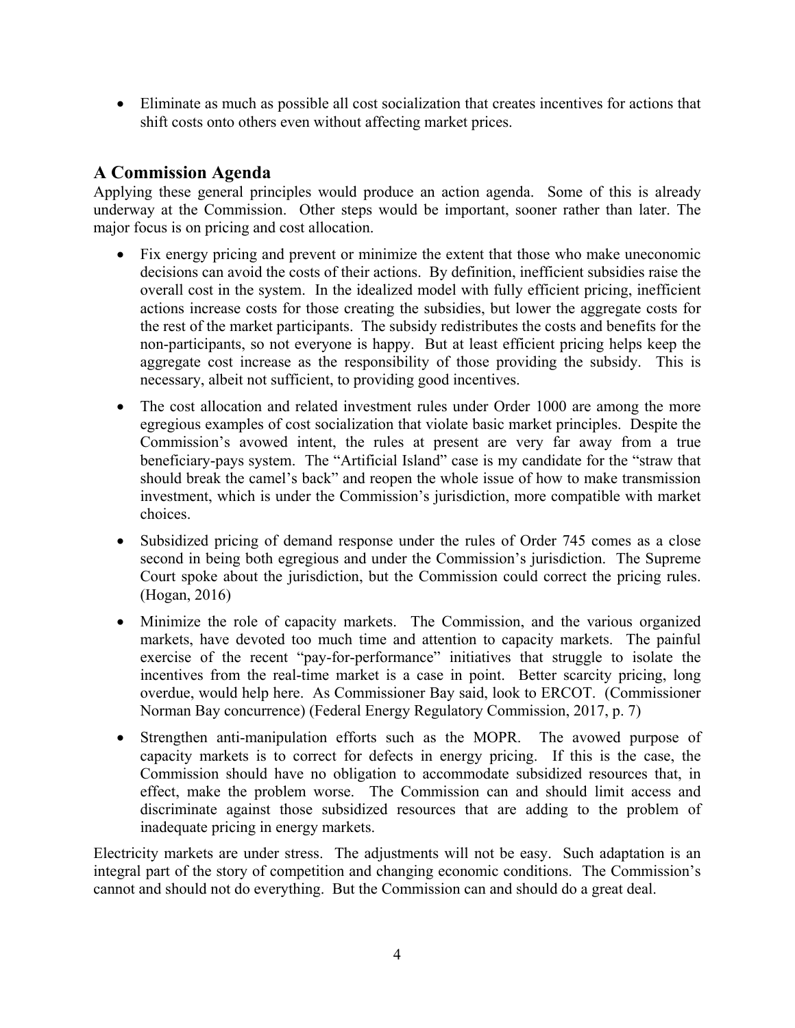- Eliminate as much as possible all cost socialization that creates incentives for actions that shift costs onto others even without affecting market prices.

## A Commission Agenda

Applying these general principles would produce an action agenda. Some of this is already underway at the Commission. Other steps would be important, sooner rather than later. The major focus is on pricing and cost allocation.

- Fix energy pricing and prevent or minimize the extent that those who make uneconomic decisions can avoid the costs of their actions. By definition, inefficient subsidies raise the overall cost in the system. In the idealized model with fully efficient pricing, inefficient actions increase costs for those creating the subsidies, but lower the aggregate costs for the rest of the market participants. The subsidy redistributes the costs and benefits for the non-participants, so not everyone is happy. But at least efficient pricing helps keep the aggregate cost increase as the responsibility of those providing the subsidy. This is necessary, albeit not sufficient, to providing good incentives.
- The cost allocation and related investment rules under Order 1000 are among the more egregious examples of cost socialization that violate basic market principles. Despite the Commission's avowed intent, the rules at present are very far away from a true beneficiary-pays system. The "Artificial Island" case is my candidate for the "straw that should break the camel's back" and reopen the whole issue of how to make transmission investment, which is under the Commission's jurisdiction, more compatible with market choices.
- Subsidized pricing of demand response under the rules of Order 745 comes as a close second in being both egregious and under the Commission's jurisdiction. The Supreme Court spoke about the jurisdiction, but the Commission could correct the pricing rules. (Hogan, 2016)
- Minimize the role of capacity markets. The Commission, and the various organized markets, have devoted too much time and attention to capacity markets. The painful exercise of the recent "pay-for-performance" initiatives that struggle to isolate the incentives from the real-time market is a case in point. Better scarcity pricing, long overdue, would help here. As Commissioner Bay said, look to ERCOT. (Commissioner Norman Bay concurrence) (Federal Energy Regulatory Commission, 2017, p. 7)
- Strengthen anti-manipulation efforts such as the MOPR. The avowed purpose of capacity markets is to correct for defects in energy pricing. If this is the case, the Commission should have no obligation to accommodate subsidized resources that, in effect, make the problem worse. The Commission can and should limit access and discriminate against those subsidized resources that are adding to the problem of inadequate pricing in energy markets.

Electricity markets are under stress. The adjustments will not be easy. Such adaptation is an integral part of the story of competition and changing economic conditions. The Commission's cannot and should not do everything. But the Commission can and should do a great deal.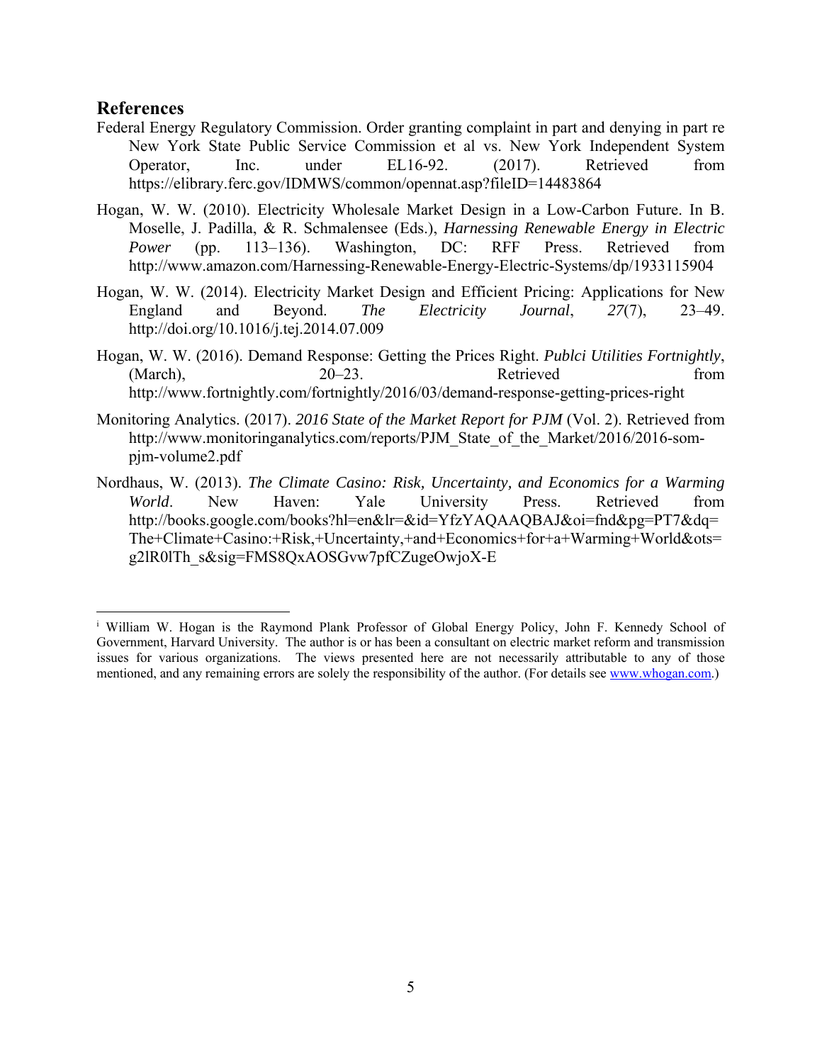## References

Federal Energy Regulatory Commission. Order granting complaint in part and denying in part re New York State Public Service Commission et al vs. New York Independent System Operator, Inc. under EL16-92. (2017). Retrieved from https://elibrary.ferc.gov/IDMWS/common/opennat.asp?fileID=14483864

Hogan, W. W. (2010). Electricity Wholesale Market Design in a Low-Carbon Future. In B. Moselle, J. Padilla, & R. Schmalensee (Eds.), *Harnessing Renewable Energy in Electric Power* (pp. 113–136). Washington, DC: RFF Press. Retrieved from http://www.amazon.com/Harnessing-Renewable-Energy-Electric-Systems/dp/1933115904

Hogan, W. W. (2014). Electricity Market Design and Efficient Pricing: Applications for New England and Beyond. *The Electricity Journal*, *27*(7), 23–49. http://doi.org/10.1016/j.tej.2014.07.009

Hogan, W. W. (2016). Demand Response: Getting the Prices Right. *Publci Utilities Fortnightly*, (March), 20–23. Retrieved from http://www.fortnightly.com/fortnightly/2016/03/demand-response-getting-prices-right

Monitoring Analytics. (2017). *2016 State of the Market Report for PJM* (Vol. 2). Retrieved from http://www.monitoringanalytics.com/reports/PJM_State_of_the_Market/2016/2016-som-pjm-volume2.pdf

Nordhaus, W. (2013). *The Climate Casino: Risk, Uncertainty, and Economics for a Warming World*. New Haven: Yale University Press. Retrieved from http://books.google.com/books?hl=en&lr=&id=YfzYAQAAQBAJ&oi=fnd&pg=PT7&dq=The+Climate+Casino:+Risk,+Uncertainty,+and+Economics+for+a+Warming+World&ots=g2lR0lTh_s&sig=FMS8QxAOSGvw7pfCZugeOwjoX-E

---

[i] William W. Hogan is the Raymond Plank Professor of Global Energy Policy, John F. Kennedy School of Government, Harvard University. The author is or has been a consultant on electric market reform and transmission issues for various organizations. The views presented here are not necessarily attributable to any of those mentioned, and any remaining errors are solely the responsibility of the author. (For details see www.whogan.com.)